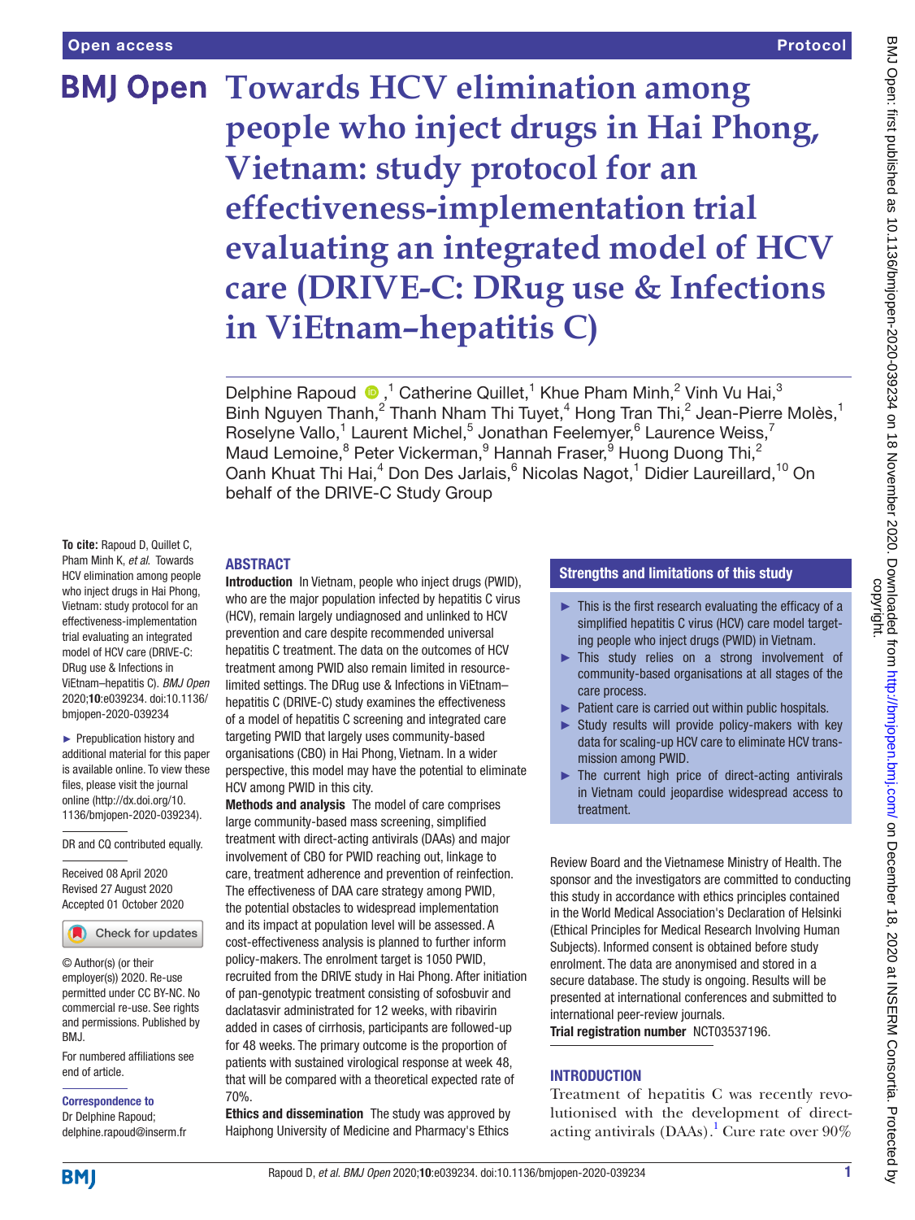# Towards HCV elimination among people who inject drugs in Hai Phong, Vietnam: study protocol for an effectiveness-implementation trial evaluating an integrated model of HCV care (DRIVE-C: DRug use & Infections in ViEtnam–hepatitis C)

Delphine Rapoud,[1] Catherine Quillet,[1] Khue Pham Minh,[2] Vinh Vu Hai,[3] Binh Nguyen Thanh,[2] Thanh Nham Thi Tuyet,[4] Hong Tran Thi,[2] Jean-Pierre Molès,[1] Roselyne Vallo,[1] Laurent Michel,[5] Jonathan Feelemyer,[6] Laurence Weiss,[7] Maud Lemoine,[8] Peter Vickerman,[9] Hannah Fraser,[9] Huong Duong Thi,[2] Oanh Khuat Thi Hai,[4] Don Des Jarlais,[6] Nicolas Nagot,[1] Didier Laureillard,[10] On behalf of the DRIVE-C Study Group

**To cite:** Rapoud D, Quillet C, Pham Minh K, *et al*. Towards HCV elimination among people who inject drugs in Hai Phong, Vietnam: study protocol for an effectiveness-implementation trial evaluating an integrated model of HCV care (DRIVE-C: DRug use & Infections in ViEtnam–hepatitis C). *BMJ Open* 2020;**10**:e039234. doi:10.1136/bmjopen-2020-039234

► Prepublication history and additional material for this paper is available online. To view these files, please visit the journal online (http://dx.doi.org/10.1136/bmjopen-2020-039234).

DR and CQ contributed equally.

Received 08 April 2020
Revised 27 August 2020
Accepted 01 October 2020

© Author(s) (or their employer(s)) 2020. Re-use permitted under CC BY-NC. No commercial re-use. See rights and permissions. Published by BMJ.

For numbered affiliations see end of article.

**Correspondence to**
Dr Delphine Rapoud;
delphine.rapoud@inserm.fr

## ABSTRACT

**Introduction** In Vietnam, people who inject drugs (PWID), who are the major population infected by hepatitis C virus (HCV), remain largely undiagnosed and unlinked to HCV prevention and care despite recommended universal hepatitis C treatment. The data on the outcomes of HCV treatment among PWID also remain limited in resource-limited settings. The DRug use & Infections in ViEtnam–hepatitis C (DRIVE-C) study examines the effectiveness of a model of hepatitis C screening and integrated care targeting PWID that largely uses community-based organisations (CBO) in Hai Phong, Vietnam. In a wider perspective, this model may have the potential to eliminate HCV among PWID in this city.

**Methods and analysis** The model of care comprises large community-based mass screening, simplified treatment with direct-acting antivirals (DAAs) and major involvement of CBO for PWID reaching out, linkage to care, treatment adherence and prevention of reinfection. The effectiveness of DAA care strategy among PWID, the potential obstacles to widespread implementation and its impact at population level will be assessed. A cost-effectiveness analysis is planned to further inform policy-makers. The enrolment target is 1050 PWID, recruited from the DRIVE study in Hai Phong. After initiation of pan-genotypic treatment consisting of sofosbuvir and daclatasvir administrated for 12 weeks, with ribavirin added in cases of cirrhosis, participants are followed-up for 48 weeks. The primary outcome is the proportion of patients with sustained virological response at week 48, that will be compared with a theoretical expected rate of 70%.

**Ethics and dissemination** The study was approved by Haiphong University of Medicine and Pharmacy's Ethics Review Board and the Vietnamese Ministry of Health. The sponsor and the investigators are committed to conducting this study in accordance with ethics principles contained in the World Medical Association's Declaration of Helsinki (Ethical Principles for Medical Research Involving Human Subjects). Informed consent is obtained before study enrolment. The data are anonymised and stored in a secure database. The study is ongoing. Results will be presented at international conferences and submitted to international peer-review journals.

**Trial registration number** NCT03537196.

### Strengths and limitations of this study

- This is the first research evaluating the efficacy of a simplified hepatitis C virus (HCV) care model targeting people who inject drugs (PWID) in Vietnam.
- This study relies on a strong involvement of community-based organisations at all stages of the care process.
- Patient care is carried out within public hospitals.
- Study results will provide policy-makers with key data for scaling-up HCV care to eliminate HCV transmission among PWID.
- The current high price of direct-acting antivirals in Vietnam could jeopardise widespread access to treatment.

## INTRODUCTION

Treatment of hepatitis C was recently revolutionised with the development of direct-acting antivirals (DAAs).[1] Cure rate over 90%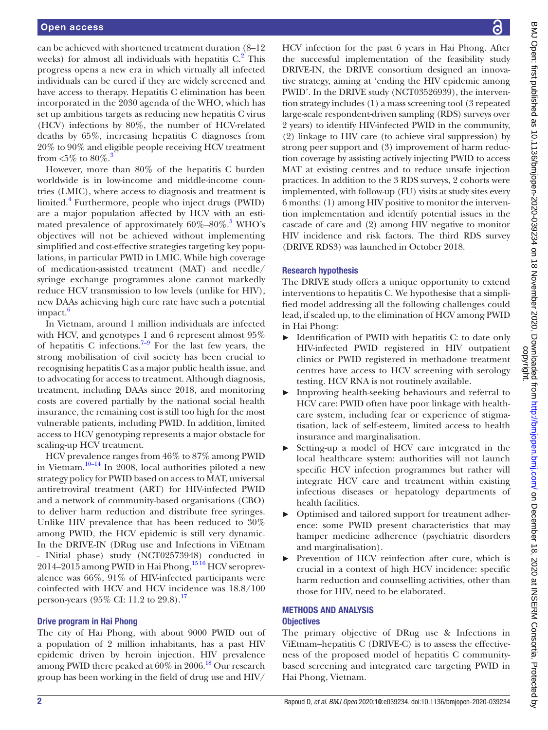can be achieved with shortened treatment duration (8–12 weeks) for almost all individuals with hepatitis C.[2] This progress opens a new era in which virtually all infected individuals can be cured if they are widely screened and have access to therapy. Hepatitis C elimination has been incorporated in the 2030 agenda of the WHO, which has set up ambitious targets as reducing new hepatitis C virus (HCV) infections by 80%, the number of HCV-related deaths by 65%, increasing hepatitis C diagnoses from 20% to 90% and eligible people receiving HCV treatment from <5% to 80%.[3]

However, more than 80% of the hepatitis C burden worldwide is in low-income and middle-income countries (LMIC), where access to diagnosis and treatment is limited.[4] Furthermore, people who inject drugs (PWID) are a major population affected by HCV with an estimated prevalence of approximately 60%–80%.[5] WHO's objectives will not be achieved without implementing simplified and cost-effective strategies targeting key populations, in particular PWID in LMIC. While high coverage of medication-assisted treatment (MAT) and needle/syringe exchange programmes alone cannot markedly reduce HCV transmission to low levels (unlike for HIV), new DAAs achieving high cure rate have such a potential impact.[6]

In Vietnam, around 1 million individuals are infected with HCV, and genotypes 1 and 6 represent almost 95% of hepatitis C infections.[7–9] For the last few years, the strong mobilisation of civil society has been crucial to recognising hepatitis C as a major public health issue, and to advocating for access to treatment. Although diagnosis, treatment, including DAAs since 2018, and monitoring costs are covered partially by the national social health insurance, the remaining cost is still too high for the most vulnerable patients, including PWID. In addition, limited access to HCV genotyping represents a major obstacle for scaling-up HCV treatment.

HCV prevalence ranges from 46% to 87% among PWID in Vietnam.[10–14] In 2008, local authorities piloted a new strategy policy for PWID based on access to MAT, universal antiretroviral treatment (ART) for HIV-infected PWID and a network of community-based organisations (CBO) to deliver harm reduction and distribute free syringes. Unlike HIV prevalence that has been reduced to 30% among PWID, the HCV epidemic is still very dynamic. In the DRIVE-IN (DRug use and Infections in ViEtnam - INitial phase) study (NCT02573948) conducted in 2014–2015 among PWID in Hai Phong,[15,16] HCV seroprevalence was 66%, 91% of HIV-infected participants were coinfected with HCV and HCV incidence was 18.8/100 person-years (95% CI: 11.2 to 29.8).[17]

### Drive program in Hai Phong

The city of Hai Phong, with about 9000 PWID out of a population of 2 million inhabitants, has a past HIV epidemic driven by heroin injection. HIV prevalence among PWID there peaked at 60% in 2006.[18] Our research group has been working in the field of drug use and HIV/HCV infection for the past 6 years in Hai Phong. After the successful implementation of the feasibility study DRIVE-IN, the DRIVE consortium designed an innovative strategy, aiming at 'ending the HIV epidemic among PWID'. In the DRIVE study (NCT03526939), the intervention strategy includes (1) a mass screening tool (3 repeated large-scale respondent-driven sampling (RDS) surveys over 2 years) to identify HIV-infected PWID in the community, (2) linkage to HIV care (to achieve viral suppression) by strong peer support and (3) improvement of harm reduction coverage by assisting actively injecting PWID to access MAT at existing centres and to reduce unsafe injection practices. In addition to the 3 RDS surveys, 2 cohorts were implemented, with follow-up (FU) visits at study sites every 6 months: (1) among HIV positive to monitor the intervention implementation and identify potential issues in the cascade of care and (2) among HIV negative to monitor HIV incidence and risk factors. The third RDS survey (DRIVE RDS3) was launched in October 2018.

### Research hypothesis

The DRIVE study offers a unique opportunity to extend interventions to hepatitis C. We hypothesise that a simplified model addressing all the following challenges could lead, if scaled up, to the elimination of HCV among PWID in Hai Phong:

- Identification of PWID with hepatitis C: to date only HIV-infected PWID registered in HIV outpatient clinics or PWID registered in methadone treatment centres have access to HCV screening with serology testing. HCV RNA is not routinely available.
- Improving health-seeking behaviours and referral to HCV care: PWID often have poor linkage with healthcare system, including fear or experience of stigmatisation, lack of self-esteem, limited access to health insurance and marginalisation.
- Setting-up a model of HCV care integrated in the local healthcare system: authorities will not launch specific HCV infection programmes but rather will integrate HCV care and treatment within existing infectious diseases or hepatology departments of health facilities.
- Optimised and tailored support for treatment adherence: some PWID present characteristics that may hamper medicine adherence (psychiatric disorders and marginalisation).
- Prevention of HCV reinfection after cure, which is crucial in a context of high HCV incidence: specific harm reduction and counselling activities, other than those for HIV, need to be elaborated.

## METHODS AND ANALYSIS

### Objectives

The primary objective of DRug use & Infections in ViEtnam–hepatitis C (DRIVE-C) is to assess the effectiveness of the proposed model of hepatitis C community-based screening and integrated care targeting PWID in Hai Phong, Vietnam.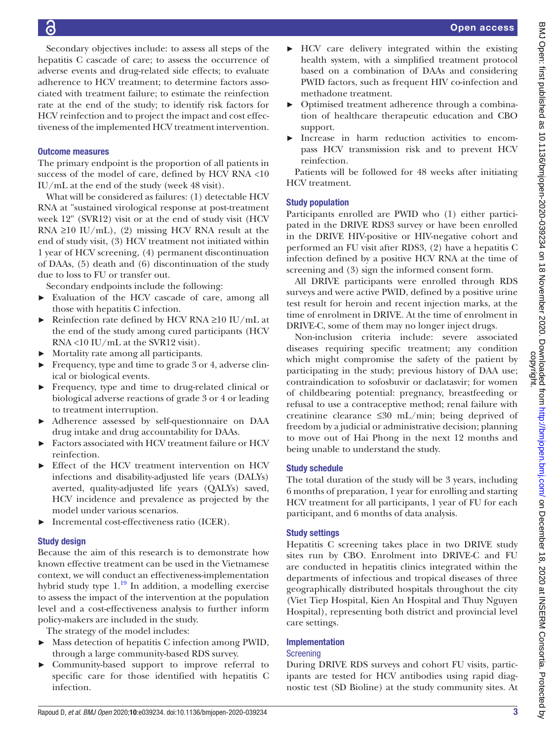Secondary objectives include: to assess all steps of the hepatitis C cascade of care; to assess the occurrence of adverse events and drug-related side effects; to evaluate adherence to HCV treatment; to determine factors associated with treatment failure; to estimate the reinfection rate at the end of the study; to identify risk factors for HCV reinfection and to project the impact and cost effectiveness of the implemented HCV treatment intervention.

### Outcome measures

The primary endpoint is the proportion of all patients in success of the model of care, defined by HCV RNA <10 IU/mL at the end of the study (week 48 visit).

What will be considered as failures: (1) detectable HCV RNA at "sustained virological response at post-treatment week 12" (SVR12) visit or at the end of study visit (HCV RNA ≥10 IU/mL), (2) missing HCV RNA result at the end of study visit, (3) HCV treatment not initiated within 1 year of HCV screening, (4) permanent discontinuation of DAAs, (5) death and (6) discontinuation of the study due to loss to FU or transfer out.

Secondary endpoints include the following:

- Evaluation of the HCV cascade of care, among all those with hepatitis C infection.
- Reinfection rate defined by HCV RNA ≥10 IU/mL at the end of the study among cured participants (HCV RNA <10 IU/mL at the SVR12 visit).
- Mortality rate among all participants.
- Frequency, type and time to grade 3 or 4, adverse clinical or biological events.
- Frequency, type and time to drug-related clinical or biological adverse reactions of grade 3 or 4 or leading to treatment interruption.
- Adherence assessed by self-questionnaire on DAA drug intake and drug accountability for DAAs.
- Factors associated with HCV treatment failure or HCV reinfection.
- Effect of the HCV treatment intervention on HCV infections and disability-adjusted life years (DALYs) averted, quality-adjusted life years (QALYs) saved, HCV incidence and prevalence as projected by the model under various scenarios.
- Incremental cost-effectiveness ratio (ICER).

### Study design

Because the aim of this research is to demonstrate how known effective treatment can be used in the Vietnamese context, we will conduct an effectiveness-implementation hybrid study type 1.[19] In addition, a modelling exercise to assess the impact of the intervention at the population level and a cost-effectiveness analysis to further inform policy-makers are included in the study.

The strategy of the model includes:

- Mass detection of hepatitis C infection among PWID, through a large community-based RDS survey.
- Community-based support to improve referral to specific care for those identified with hepatitis C infection.
- HCV care delivery integrated within the existing health system, with a simplified treatment protocol based on a combination of DAAs and considering PWID factors, such as frequent HIV co-infection and methadone treatment.
- Optimised treatment adherence through a combination of healthcare therapeutic education and CBO support.
- Increase in harm reduction activities to encompass HCV transmission risk and to prevent HCV reinfection.

Patients will be followed for 48 weeks after initiating HCV treatment.

### Study population

Participants enrolled are PWID who (1) either participated in the DRIVE RDS3 survey or have been enrolled in the DRIVE HIV-positive or HIV-negative cohort and performed an FU visit after RDS3, (2) have a hepatitis C infection defined by a positive HCV RNA at the time of screening and (3) sign the informed consent form.

All DRIVE participants were enrolled through RDS surveys and were active PWID, defined by a positive urine test result for heroin and recent injection marks, at the time of enrolment in DRIVE. At the time of enrolment in DRIVE-C, some of them may no longer inject drugs.

Non-inclusion criteria include: severe associated diseases requiring specific treatment; any condition which might compromise the safety of the patient by participating in the study; previous history of DAA use; contraindication to sofosbuvir or daclatasvir; for women of childbearing potential: pregnancy, breastfeeding or refusal to use a contraceptive method; renal failure with creatinine clearance ≤30 mL/min; being deprived of freedom by a judicial or administrative decision; planning to move out of Hai Phong in the next 12 months and being unable to understand the study.

### Study schedule

The total duration of the study will be 3 years, including 6 months of preparation, 1 year for enrolling and starting HCV treatment for all participants, 1 year of FU for each participant, and 6 months of data analysis.

### Study settings

Hepatitis C screening takes place in two DRIVE study sites run by CBO. Enrolment into DRIVE-C and FU are conducted in hepatitis clinics integrated within the departments of infectious and tropical diseases of three geographically distributed hospitals throughout the city (Viet Tiep Hospital, Kien An Hospital and Thuy Nguyen Hospital), representing both district and provincial level care settings.

### Implementation

#### Screening

During DRIVE RDS surveys and cohort FU visits, participants are tested for HCV antibodies using rapid diagnostic test (SD Bioline) at the study community sites. At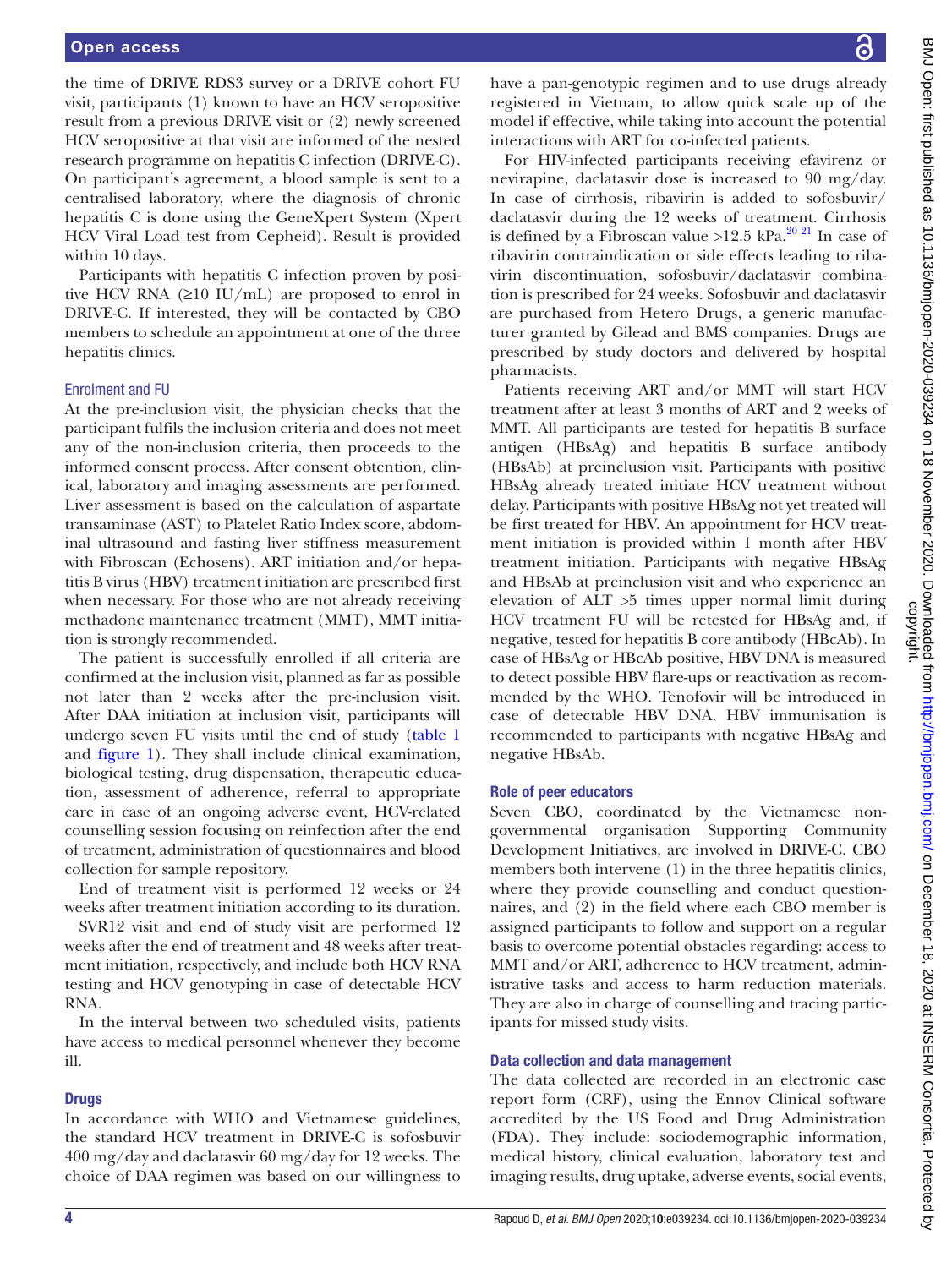the time of DRIVE RDS3 survey or a DRIVE cohort FU visit, participants (1) known to have an HCV seropositive result from a previous DRIVE visit or (2) newly screened HCV seropositive at that visit are informed of the nested research programme on hepatitis C infection (DRIVE-C). On participant's agreement, a blood sample is sent to a centralised laboratory, where the diagnosis of chronic hepatitis C is done using the GeneXpert System (Xpert HCV Viral Load test from Cepheid). Result is provided within 10 days.

Participants with hepatitis C infection proven by positive HCV RNA (≥10 IU/mL) are proposed to enrol in DRIVE-C. If interested, they will be contacted by CBO members to schedule an appointment at one of the three hepatitis clinics.

### Enrolment and FU

At the pre-inclusion visit, the physician checks that the participant fulfils the inclusion criteria and does not meet any of the non-inclusion criteria, then proceeds to the informed consent process. After consent obtention, clinical, laboratory and imaging assessments are performed. Liver assessment is based on the calculation of aspartate transaminase (AST) to Platelet Ratio Index score, abdominal ultrasound and fasting liver stiffness measurement with Fibroscan (Echosens). ART initiation and/or hepatitis B virus (HBV) treatment initiation are prescribed first when necessary. For those who are not already receiving methadone maintenance treatment (MMT), MMT initiation is strongly recommended.

The patient is successfully enrolled if all criteria are confirmed at the inclusion visit, planned as far as possible not later than 2 weeks after the pre-inclusion visit. After DAA initiation at inclusion visit, participants will undergo seven FU visits until the end of study (table 1 and figure 1). They shall include clinical examination, biological testing, drug dispensation, therapeutic education, assessment of adherence, referral to appropriate care in case of an ongoing adverse event, HCV-related counselling session focusing on reinfection after the end of treatment, administration of questionnaires and blood collection for sample repository.

End of treatment visit is performed 12 weeks or 24 weeks after treatment initiation according to its duration.

SVR12 visit and end of study visit are performed 12 weeks after the end of treatment and 48 weeks after treatment initiation, respectively, and include both HCV RNA testing and HCV genotyping in case of detectable HCV RNA.

In the interval between two scheduled visits, patients have access to medical personnel whenever they become ill.

## Drugs

In accordance with WHO and Vietnamese guidelines, the standard HCV treatment in DRIVE-C is sofosbuvir 400 mg/day and daclatasvir 60 mg/day for 12 weeks. The choice of DAA regimen was based on our willingness to have a pan-genotypic regimen and to use drugs already registered in Vietnam, to allow quick scale up of the model if effective, while taking into account the potential interactions with ART for co-infected patients.

For HIV-infected participants receiving efavirenz or nevirapine, daclatasvir dose is increased to 90 mg/day. In case of cirrhosis, ribavirin is added to sofosbuvir/daclatasvir during the 12 weeks of treatment. Cirrhosis is defined by a Fibroscan value >12.5 kPa.[20 21] In case of ribavirin contraindication or side effects leading to ribavirin discontinuation, sofosbuvir/daclatasvir combination is prescribed for 24 weeks. Sofosbuvir and daclatasvir are purchased from Hetero Drugs, a generic manufacturer granted by Gilead and BMS companies. Drugs are prescribed by study doctors and delivered by hospital pharmacists.

Patients receiving ART and/or MMT will start HCV treatment after at least 3 months of ART and 2 weeks of MMT. All participants are tested for hepatitis B surface antigen (HBsAg) and hepatitis B surface antibody (HBsAb) at preinclusion visit. Participants with positive HBsAg already treated initiate HCV treatment without delay. Participants with positive HBsAg not yet treated will be first treated for HBV. An appointment for HCV treatment initiation is provided within 1 month after HBV treatment initiation. Participants with negative HBsAg and HBsAb at preinclusion visit and who experience an elevation of ALT >5 times upper normal limit during HCV treatment FU will be retested for HBsAg and, if negative, tested for hepatitis B core antibody (HBcAb). In case of HBsAg or HBcAb positive, HBV DNA is measured to detect possible HBV flare-ups or reactivation as recommended by the WHO. Tenofovir will be introduced in case of detectable HBV DNA. HBV immunisation is recommended to participants with negative HBsAg and negative HBsAb.

## Role of peer educators

Seven CBO, coordinated by the Vietnamese non-governmental organisation Supporting Community Development Initiatives, are involved in DRIVE-C. CBO members both intervene (1) in the three hepatitis clinics, where they provide counselling and conduct questionnaires, and (2) in the field where each CBO member is assigned participants to follow and support on a regular basis to overcome potential obstacles regarding: access to MMT and/or ART, adherence to HCV treatment, administrative tasks and access to harm reduction materials. They are also in charge of counselling and tracing participants for missed study visits.

## Data collection and data management

The data collected are recorded in an electronic case report form (CRF), using the Ennov Clinical software accredited by the US Food and Drug Administration (FDA). They include: sociodemographic information, medical history, clinical evaluation, laboratory test and imaging results, drug uptake, adverse events, social events,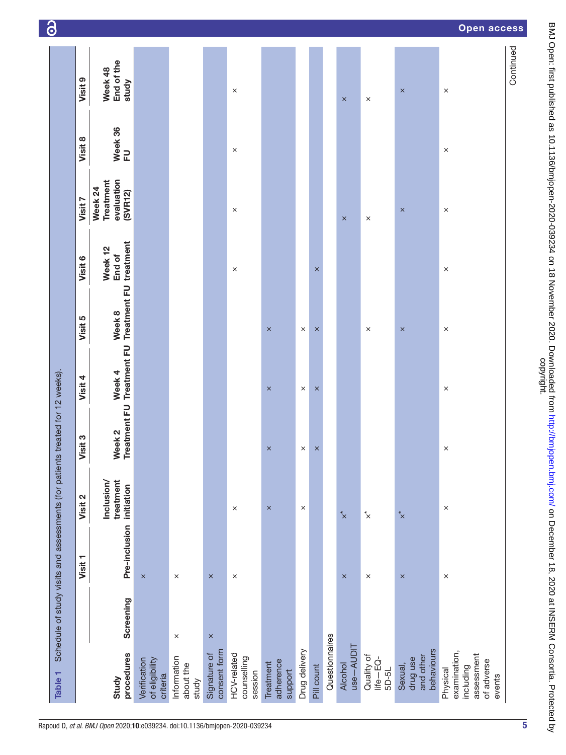**Table 1** Schedule of study visits and assessments (for patients treated for 12 weeks).

| Study procedures | Screening | Visit 1<br>Pre-inclusion | Visit 2<br>Inclusion/ treatment initiation | Visit 3<br>Week 2 Treatment FU | Visit 4<br>Week 4 Treatment FU | Visit 5<br>Week 8 Treatment FU | Visit 6<br>Week 12 End of treatment | Visit 7<br>Week 24 Treatment evaluation (SVR12) | Visit 8<br>Week 36 FU | Visit 9<br>Week 48 End of the study |
|---|---|---|---|---|---|---|---|---|---|---|
| Verification of eligibility criteria | | × | | | | | | | | |
| Information about the study | × | × | | | | | | | | |
| Signature of consent form | × | × | | | | | | | | |
| HCV-related counselling session | | × | × | | | | × | × | × | × |
| Treatment adherence support | | | × | × | × | × | | | | |
| Drug delivery | | | × | × | × | × | | | | |
| Pill count | | | | × | × | × | × | | | |
| Questionnaires | | | | | | | | | | |
| Alcohol use–AUDIT | | × | ×* | | | | | × | | × |
| Quality of life–EQ-5D-5L | | × | ×* | | | × | | × | | × |
| Sexual, drug use and other behaviours | | × | ×* | | | × | | × | | × |
| Physical examination, including assessment of adverse events | | × | × | × | × | × | × | × | × | × |

Continued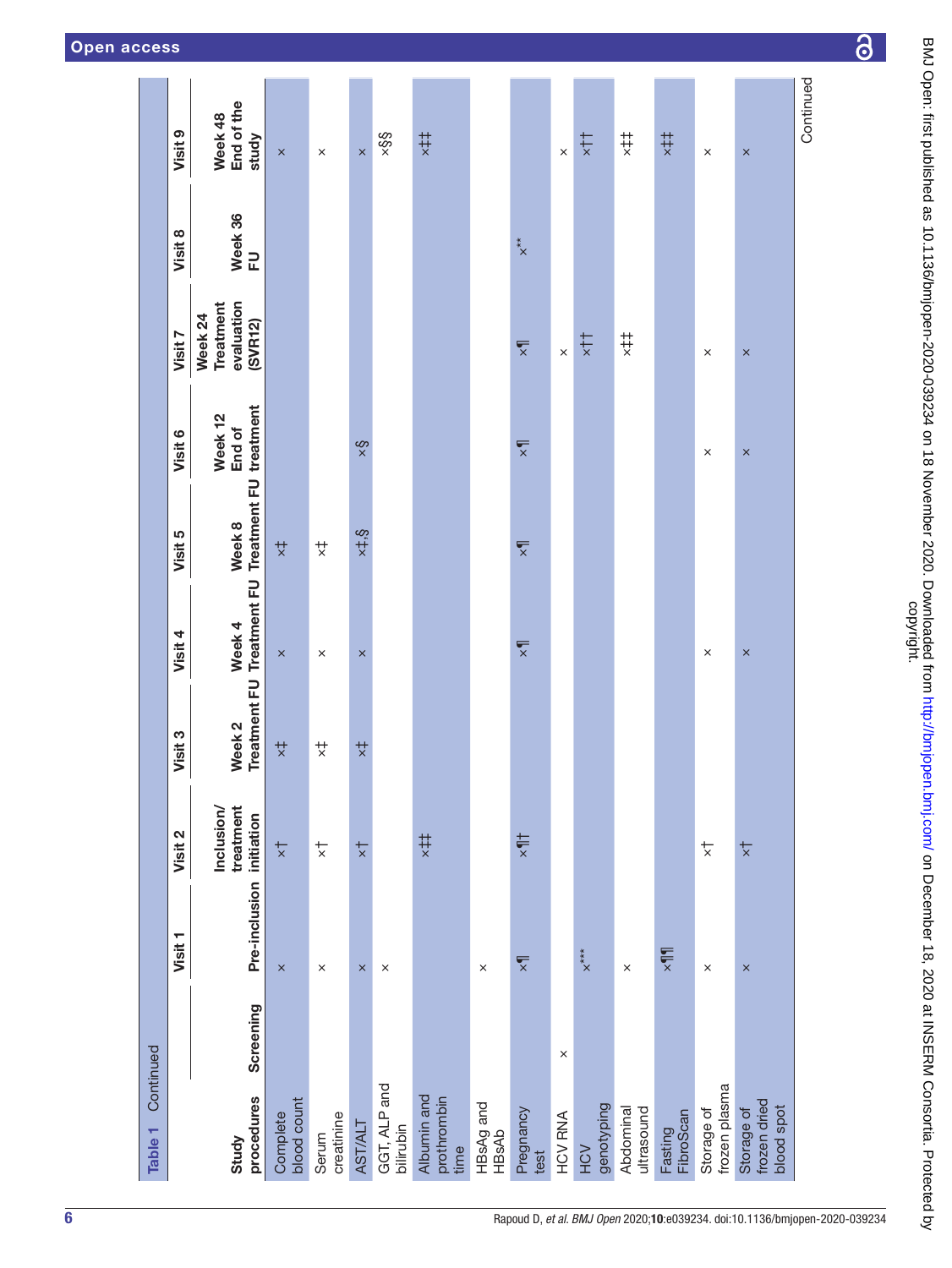**Table 1** Continued

| Study procedures | Screening | Visit 1<br>Pre-inclusion | Visit 2<br>Inclusion/ treatment initiation | Visit 3<br>Week 2 Treatment FU | Visit 4<br>Week 4 Treatment FU | Visit 5<br>Week 8 Treatment FU | Visit 6<br>Week 12 End of treatment | Visit 7<br>Week 24 Treatment evaluation (SVR12) | Visit 8<br>Week 36 FU | Visit 9<br>Week 48 End of the study |
|---|---|---|---|---|---|---|---|---|---|---|
| Complete blood count | | × | ×† | ×‡ | × | ×‡ | | | | × |
| Serum creatinine | | × | ×† | ×‡ | × | ×‡ | | | | × |
| AST/ALT | | × | ×† | ×‡ | × | ×‡,§ | ×§ | | | × |
| GGT, ALP and bilirubin | | × | | | | | | | | ×§§ |
| Albumin and prothrombin time | | | ×‡‡ | | | | | | | ×‡‡ |
| HBsAg and HBsAb | | × | | | | | | | | |
| Pregnancy test | | ×¶ | ×¶† | | ×¶ | ×¶ | ×¶ | ×¶ | ×** | |
| HCV RNA | × | | | | | | | × | | × |
| HCV genotyping | | ×*** | | | | | | ×†† | | ×†† |
| Abdominal ultrasound | | × | | | | | | ×‡‡ | | ×‡‡ |
| Fasting FibroScan | | ×¶¶ | | | | | | | | ×‡‡ |
| Storage of frozen plasma | | × | ×† | | × | | × | × | | × |
| Storage of frozen dried blood spot | | × | ×† | | × | | × | × | | × |

Continued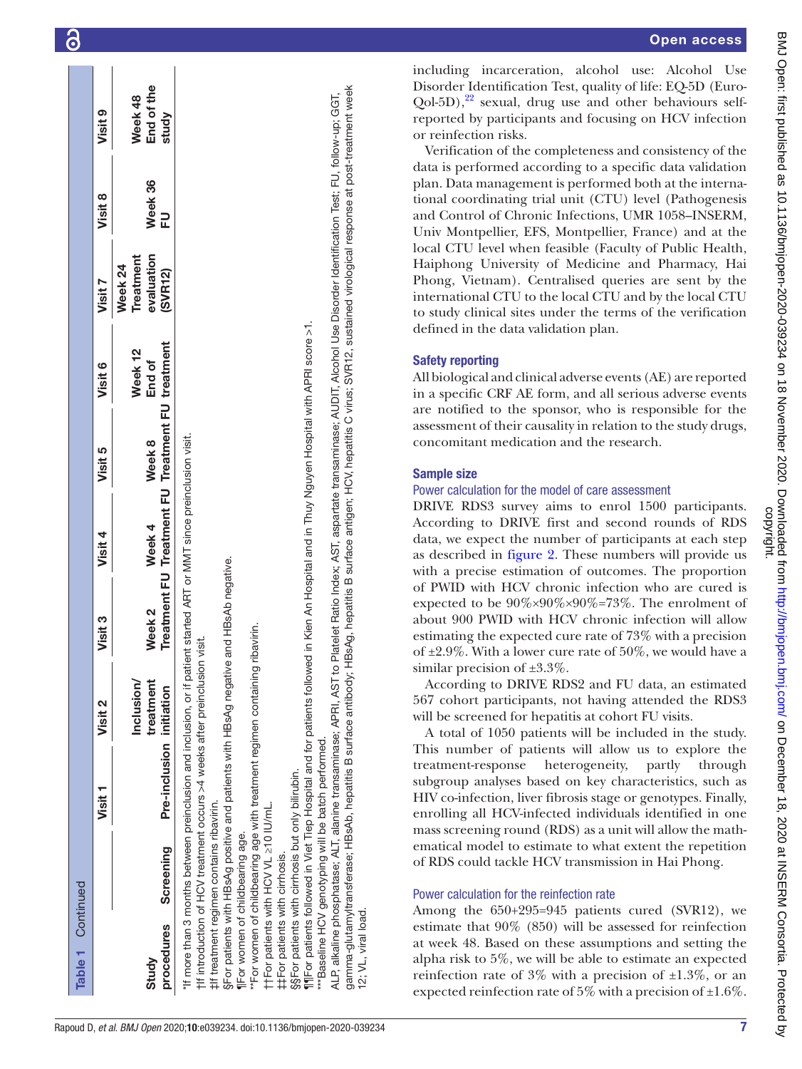**Table 1** Continued

| Study procedures | Screening | Visit 1 Pre-inclusion | Visit 2 Inclusion/ treatment initiation | Visit 3 Week 2 Treatment FU | Visit 4 Week 4 Treatment FU | Visit 5 Week 8 Treatment FU | Visit 6 Week 12 End of treatment | Visit 7 Week 24 Treatment evaluation (SVR12) | Visit 8 Week 36 FU | Visit 9 Week 48 End of the study |
|---|---|---|---|---|---|---|---|---|---|---|

*If more than 3 months between preinclusion and inclusion, or if patient started ART or MMT since preinclusion visit.
†If introduction of HCV treatment occurs >4 weeks after preinclusion visit.
‡If treatment regimen contains ribavirin.
§For patients with HBsAg positive and patients with HBsAg negative and HBsAb negative.
¶For women of childbearing age.
**For women of childbearing age with treatment regimen containing ribavirin.
††For patients with HCV VL ≥10 IU/mL.
‡‡For patients with cirrhosis.
§§For patients with cirrhosis but only bilirubin.
¶¶For patients followed in Viet Tiep Hospital and for patients followed in Kien An Hospital and in Thuy Nguyen Hospital with APRI score >1.
***Baseline HCV genotyping will be batch performed.
ALP, alkaline phosphatase; ALT, alanine transaminase; APRI, AST to Platelet Ratio Index; AST, aspartate transaminase; AUDIT, Alcohol Use Disorder Identification Test; FU, follow-up; GGT, gamma-glutamyltransferase; HBsAb, hepatitis B surface antibody; HBsAg, hepatitis B surface antigen; HCV, hepatitis C virus; SVR12, sustained virological response at post-treatment week 12; VL, viral load.

including incarceration, alcohol use: Alcohol Use Disorder Identification Test, quality of life: EQ-5D (Euro-Qol-5D),[22] sexual, drug use and other behaviours self-reported by participants and focusing on HCV infection or reinfection risks.

Verification of the completeness and consistency of the data is performed according to a specific data validation plan. Data management is performed both at the international coordinating trial unit (CTU) level (Pathogenesis and Control of Chronic Infections, UMR 1058–INSERM, Univ Montpellier, EFS, Montpellier, France) and at the local CTU level when feasible (Faculty of Public Health, Haiphong University of Medicine and Pharmacy, Hai Phong, Vietnam). Centralised queries are sent by the international CTU to the local CTU and by the local CTU to study clinical sites under the terms of the verification defined in the data validation plan.

## Safety reporting

All biological and clinical adverse events (AE) are reported in a specific CRF AE form, and all serious adverse events are notified to the sponsor, who is responsible for the assessment of their causality in relation to the study drugs, concomitant medication and the research.

## Sample size

### Power calculation for the model of care assessment

DRIVE RDS3 survey aims to enrol 1500 participants. According to DRIVE first and second rounds of RDS data, we expect the number of participants at each step as described in figure 2. These numbers will provide us with a precise estimation of outcomes. The proportion of PWID with HCV chronic infection who are cured is expected to be 90%×90%×90%=73%. The enrolment of about 900 PWID with HCV chronic infection will allow estimating the expected cure rate of 73% with a precision of ±2.9%. With a lower cure rate of 50%, we would have a similar precision of ±3.3%.

According to DRIVE RDS2 and FU data, an estimated 567 cohort participants, not having attended the RDS3 will be screened for hepatitis at cohort FU visits.

A total of 1050 patients will be included in the study. This number of patients will allow us to explore the treatment-response heterogeneity, partly through subgroup analyses based on key characteristics, such as HIV co-infection, liver fibrosis stage or genotypes. Finally, enrolling all HCV-infected individuals identified in one mass screening round (RDS) as a unit will allow the mathematical model to estimate to what extent the repetition of RDS could tackle HCV transmission in Hai Phong.

### Power calculation for the reinfection rate

Among the 650+295=945 patients cured (SVR12), we estimate that 90% (850) will be assessed for reinfection at week 48. Based on these assumptions and setting the alpha risk to 5%, we will be able to estimate an expected reinfection rate of 3% with a precision of ±1.3%, or an expected reinfection rate of 5% with a precision of ±1.6%.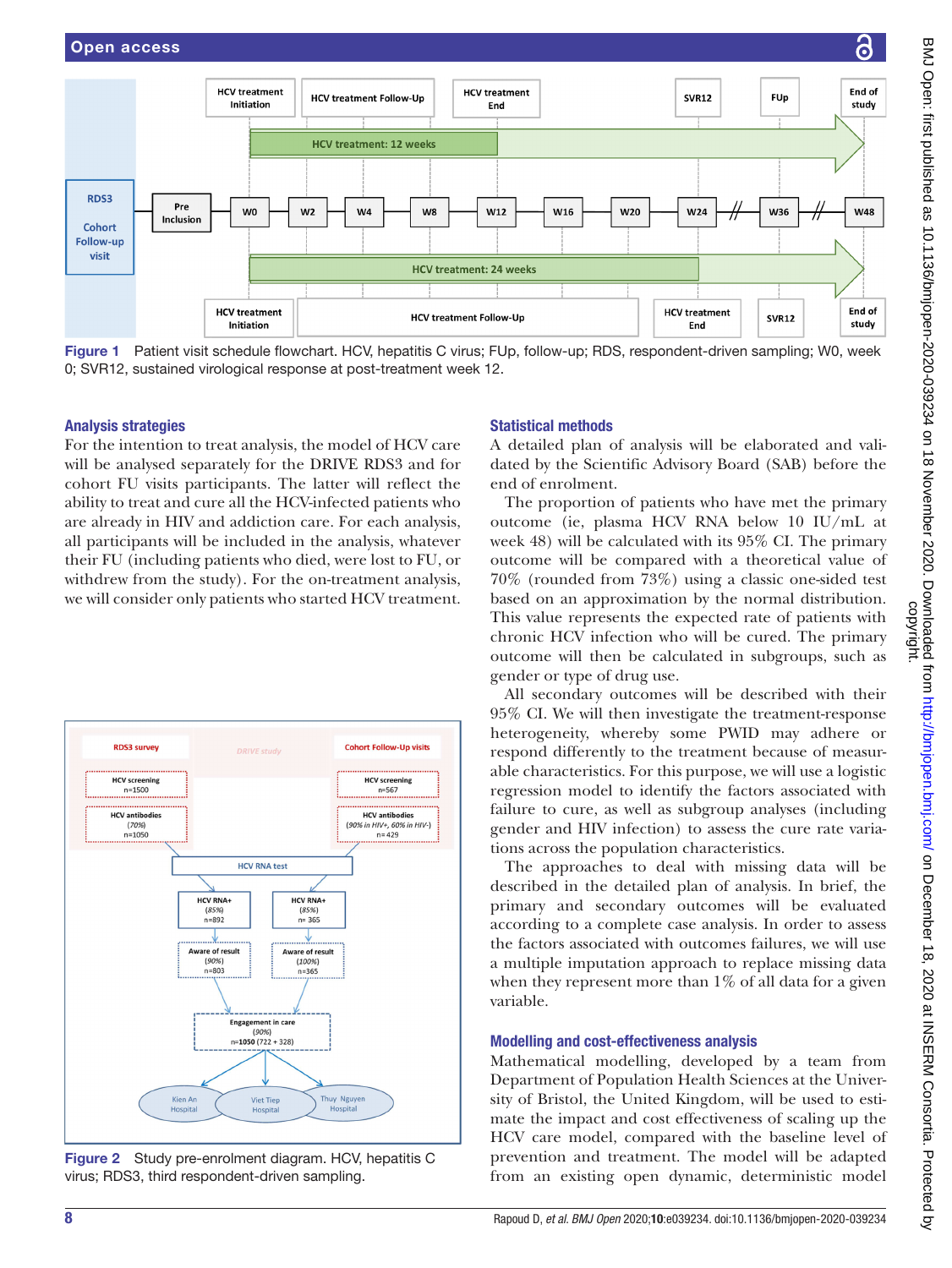Figure 1 Patient visit schedule flowchart. HCV, hepatitis C virus; FUp, follow-up; RDS, respondent-driven sampling; W0, week 0; SVR12, sustained virological response at post-treatment week 12.

### Analysis strategies

For the intention to treat analysis, the model of HCV care will be analysed separately for the DRIVE RDS3 and for cohort FU visits participants. The latter will reflect the ability to treat and cure all the HCV-infected patients who are already in HIV and addiction care. For each analysis, all participants will be included in the analysis, whatever their FU (including patients who died, were lost to FU, or withdrew from the study). For the on-treatment analysis, we will consider only patients who started HCV treatment.

Figure 2 Study pre-enrolment diagram. HCV, hepatitis C virus; RDS3, third respondent-driven sampling.

### Statistical methods

A detailed plan of analysis will be elaborated and validated by the Scientific Advisory Board (SAB) before the end of enrolment.

The proportion of patients who have met the primary outcome (ie, plasma HCV RNA below 10 IU/mL at week 48) will be calculated with its 95% CI. The primary outcome will be compared with a theoretical value of 70% (rounded from 73%) using a classic one-sided test based on an approximation by the normal distribution. This value represents the expected rate of patients with chronic HCV infection who will be cured. The primary outcome will then be calculated in subgroups, such as gender or type of drug use.

All secondary outcomes will be described with their 95% CI. We will then investigate the treatment-response heterogeneity, whereby some PWID may adhere or respond differently to the treatment because of measurable characteristics. For this purpose, we will use a logistic regression model to identify the factors associated with failure to cure, as well as subgroup analyses (including gender and HIV infection) to assess the cure rate variations across the population characteristics.

The approaches to deal with missing data will be described in the detailed plan of analysis. In brief, the primary and secondary outcomes will be evaluated according to a complete case analysis. In order to assess the factors associated with outcomes failures, we will use a multiple imputation approach to replace missing data when they represent more than 1% of all data for a given variable.

### Modelling and cost-effectiveness analysis

Mathematical modelling, developed by a team from Department of Population Health Sciences at the University of Bristol, the United Kingdom, will be used to estimate the impact and cost effectiveness of scaling up the HCV care model, compared with the baseline level of prevention and treatment. The model will be adapted from an existing open dynamic, deterministic model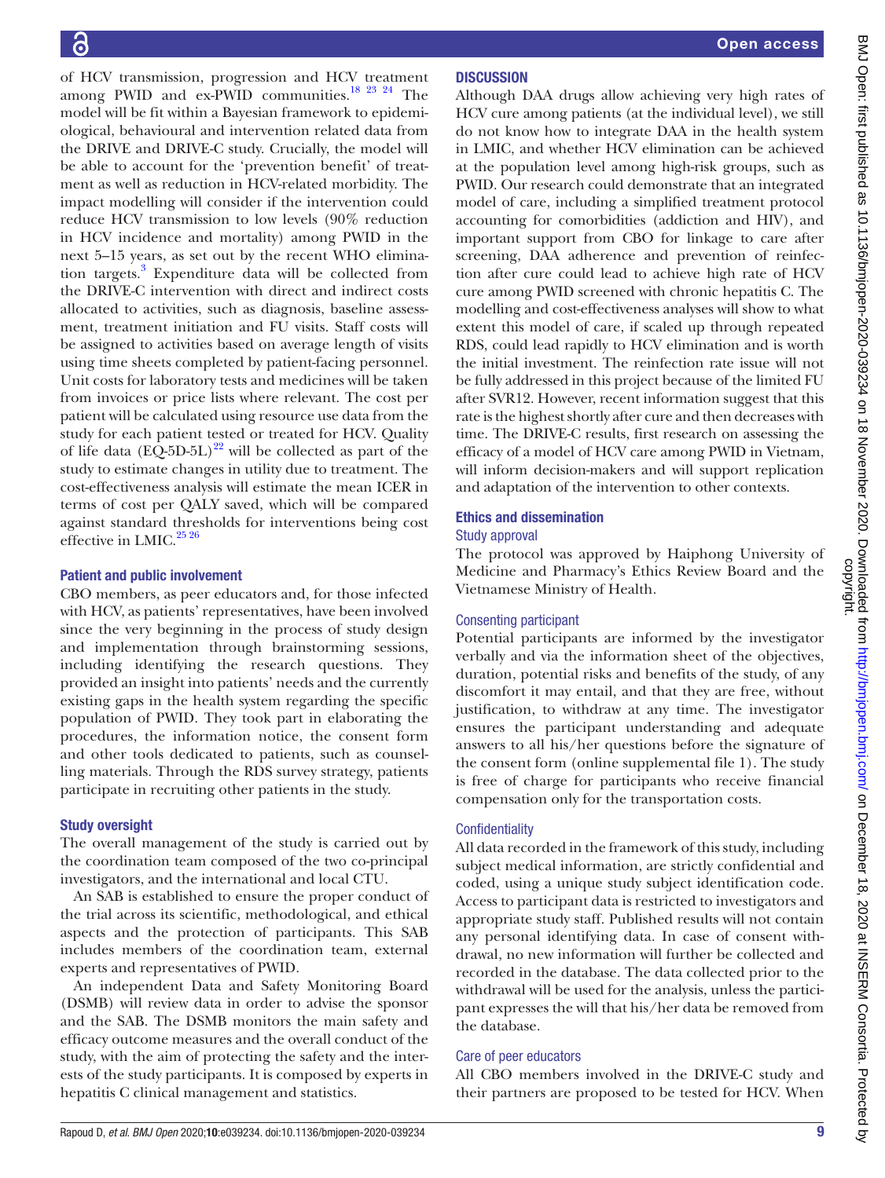of HCV transmission, progression and HCV treatment among PWID and ex-PWID communities.[18 23 24] The model will be fit within a Bayesian framework to epidemiological, behavioural and intervention related data from the DRIVE and DRIVE-C study. Crucially, the model will be able to account for the 'prevention benefit' of treatment as well as reduction in HCV-related morbidity. The impact modelling will consider if the intervention could reduce HCV transmission to low levels (90% reduction in HCV incidence and mortality) among PWID in the next 5–15 years, as set out by the recent WHO elimination targets.[3] Expenditure data will be collected from the DRIVE-C intervention with direct and indirect costs allocated to activities, such as diagnosis, baseline assessment, treatment initiation and FU visits. Staff costs will be assigned to activities based on average length of visits using time sheets completed by patient-facing personnel. Unit costs for laboratory tests and medicines will be taken from invoices or price lists where relevant. The cost per patient will be calculated using resource use data from the study for each patient tested or treated for HCV. Quality of life data (EQ-5D-5L)[22] will be collected as part of the study to estimate changes in utility due to treatment. The cost-effectiveness analysis will estimate the mean ICER in terms of cost per QALY saved, which will be compared against standard thresholds for interventions being cost effective in LMIC.[25 26]

### Patient and public involvement

CBO members, as peer educators and, for those infected with HCV, as patients' representatives, have been involved since the very beginning in the process of study design and implementation through brainstorming sessions, including identifying the research questions. They provided an insight into patients' needs and the currently existing gaps in the health system regarding the specific population of PWID. They took part in elaborating the procedures, the information notice, the consent form and other tools dedicated to patients, such as counselling materials. Through the RDS survey strategy, patients participate in recruiting other patients in the study.

### Study oversight

The overall management of the study is carried out by the coordination team composed of the two co-principal investigators, and the international and local CTU.

An SAB is established to ensure the proper conduct of the trial across its scientific, methodological, and ethical aspects and the protection of participants. This SAB includes members of the coordination team, external experts and representatives of PWID.

An independent Data and Safety Monitoring Board (DSMB) will review data in order to advise the sponsor and the SAB. The DSMB monitors the main safety and efficacy outcome measures and the overall conduct of the study, with the aim of protecting the safety and the interests of the study participants. It is composed by experts in hepatitis C clinical management and statistics.

## DISCUSSION

Although DAA drugs allow achieving very high rates of HCV cure among patients (at the individual level), we still do not know how to integrate DAA in the health system in LMIC, and whether HCV elimination can be achieved at the population level among high-risk groups, such as PWID. Our research could demonstrate that an integrated model of care, including a simplified treatment protocol accounting for comorbidities (addiction and HIV), and important support from CBO for linkage to care after screening, DAA adherence and prevention of reinfection after cure could lead to achieve high rate of HCV cure among PWID screened with chronic hepatitis C. The modelling and cost-effectiveness analyses will show to what extent this model of care, if scaled up through repeated RDS, could lead rapidly to HCV elimination and is worth the initial investment. The reinfection rate issue will not be fully addressed in this project because of the limited FU after SVR12. However, recent information suggest that this rate is the highest shortly after cure and then decreases with time. The DRIVE-C results, first research on assessing the efficacy of a model of HCV care among PWID in Vietnam, will inform decision-makers and will support replication and adaptation of the intervention to other contexts.

### Ethics and dissemination

#### Study approval

The protocol was approved by Haiphong University of Medicine and Pharmacy's Ethics Review Board and the Vietnamese Ministry of Health.

#### Consenting participant

Potential participants are informed by the investigator verbally and via the information sheet of the objectives, duration, potential risks and benefits of the study, of any discomfort it may entail, and that they are free, without justification, to withdraw at any time. The investigator ensures the participant understanding and adequate answers to all his/her questions before the signature of the consent form (online supplemental file 1). The study is free of charge for participants who receive financial compensation only for the transportation costs.

#### Confidentiality

All data recorded in the framework of this study, including subject medical information, are strictly confidential and coded, using a unique study subject identification code. Access to participant data is restricted to investigators and appropriate study staff. Published results will not contain any personal identifying data. In case of consent withdrawal, no new information will further be collected and recorded in the database. The data collected prior to the withdrawal will be used for the analysis, unless the participant expresses the will that his/her data be removed from the database.

#### Care of peer educators

All CBO members involved in the DRIVE-C study and their partners are proposed to be tested for HCV. When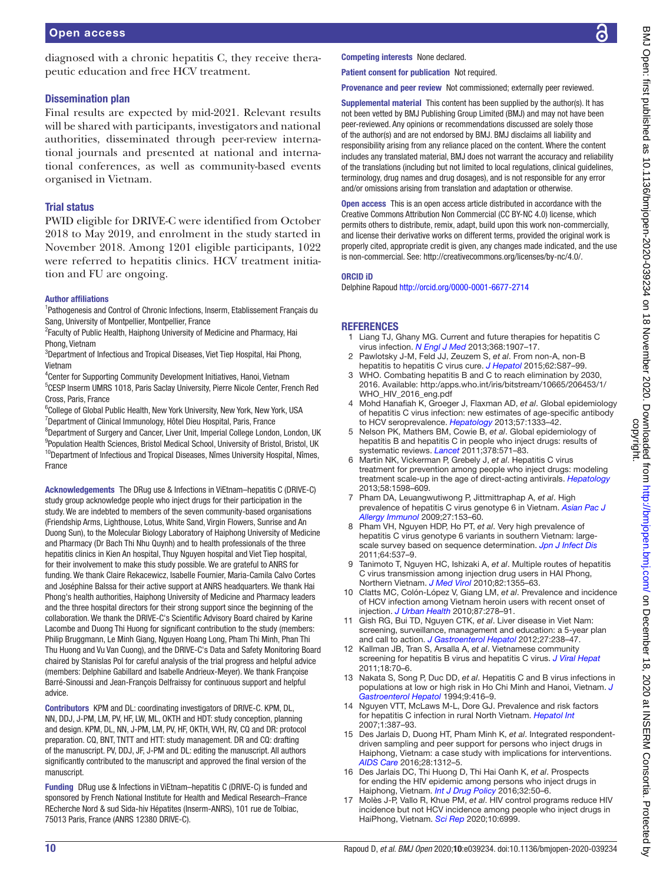diagnosed with a chronic hepatitis C, they receive therapeutic education and free HCV treatment.

## Dissemination plan

Final results are expected by mid-2021. Relevant results will be shared with participants, investigators and national authorities, disseminated through peer-review international journals and presented at national and international conferences, as well as community-based events organised in Vietnam.

## Trial status

PWID eligible for DRIVE-C were identified from October 2018 to May 2019, and enrolment in the study started in November 2018. Among 1201 eligible participants, 1022 were referred to hepatitis clinics. HCV treatment initiation and FU are ongoing.

### Author affiliations

[1]Pathogenesis and Control of Chronic Infections, Inserm, Etablissement Français du Sang, University of Montpellier, Montpellier, France
[2]Faculty of Public Health, Haiphong University of Medicine and Pharmacy, Hai Phong, Vietnam
[3]Department of Infectious and Tropical Diseases, Viet Tiep Hospital, Hai Phong, Vietnam
[4]Center for Supporting Community Development Initiatives, Hanoi, Vietnam
[5]CESP Inserm UMRS 1018, Paris Saclay University, Pierre Nicole Center, French Red Cross, Paris, France
[6]College of Global Public Health, New York University, New York, New York, USA
[7]Department of Clinical Immunology, Hôtel Dieu Hospital, Paris, France
[8]Department of Surgery and Cancer, Liver Unit, Imperial College London, London, UK
[9]Population Health Sciences, Bristol Medical School, University of Bristol, Bristol, UK
[10]Department of Infectious and Tropical Diseases, Nîmes University Hospital, Nîmes, France

**Acknowledgements** The DRug use & Infections in ViEtnam–hepatitis C (DRIVE-C) study group acknowledge people who inject drugs for their participation in the study. We are indebted to members of the seven community-based organisations (Friendship Arms, Lighthouse, Lotus, White Sand, Virgin Flowers, Sunrise and An Duong Sun), to the Molecular Biology Laboratory of Haiphong University of Medicine and Pharmacy (Dr Bach Thi Nhu Quynh) and to health professionals of the three hepatitis clinics in Kien An hospital, Thuy Nguyen hospital and Viet Tiep hospital, for their involvement to make this study possible. We are grateful to ANRS for funding. We thank Claire Rekacewicz, Isabelle Fournier, Maria-Camila Calvo Cortes and Joséphine Balssa for their active support at ANRS headquarters. We thank Hai Phong's health authorities, Haiphong University of Medicine and Pharmacy leaders and the three hospital directors for their strong support since the beginning of the collaboration. We thank the DRIVE-C's Scientific Advisory Board chaired by Karine Lacombe and Duong Thi Huong for significant contribution to the study (members: Philip Bruggmann, Le Minh Giang, Nguyen Hoang Long, Pham Thi Minh, Phan Thi Thu Huong and Vu Van Cuong), and the DRIVE-C's Data and Safety Monitoring Board chaired by Stanislas Pol for careful analysis of the trial progress and helpful advice (members: Delphine Gabillard and Isabelle Andrieux-Meyer). We thank Françoise Barré-Sinoussi and Jean-François Delfraissy for continuous support and helpful advice.

**Contributors** KPM and DL: coordinating investigators of DRIVE-C. KPM, DL, NN, DDJ, J-PM, LM, PV, HF, LW, ML, OKTH and HDT: study conception, planning and design. KPM, DL, NN, J-PM, LM, PV, HF, OKTH, VVH, RV, CQ and DR: protocol preparation. CQ, BNT, TNTT and HTT: study management. DR and CQ: drafting of the manuscript. PV, DDJ, JF, J-PM and DL: editing the manuscript. All authors significantly contributed to the manuscript and approved the final version of the manuscript.

**Funding** DRug use & Infections in ViEtnam–hepatitis C (DRIVE-C) is funded and sponsored by French National Institute for Health and Medical Research–France REcherche Nord & sud Sida-hiv Hépatites (Inserm-ANRS), 101 rue de Tolbiac, 75013 Paris, France (ANRS 12380 DRIVE-C).

**Competing interests** None declared.

**Patient consent for publication** Not required.

**Provenance and peer review** Not commissioned; externally peer reviewed.

**Supplemental material** This content has been supplied by the author(s). It has not been vetted by BMJ Publishing Group Limited (BMJ) and may not have been peer-reviewed. Any opinions or recommendations discussed are solely those of the author(s) and are not endorsed by BMJ. BMJ disclaims all liability and responsibility arising from any reliance placed on the content. Where the content includes any translated material, BMJ does not warrant the accuracy and reliability of the translations (including but not limited to local regulations, clinical guidelines, terminology, drug names and drug dosages), and is not responsible for any error and/or omissions arising from translation and adaptation or otherwise.

**Open access** This is an open access article distributed in accordance with the Creative Commons Attribution Non Commercial (CC BY-NC 4.0) license, which permits others to distribute, remix, adapt, build upon this work non-commercially, and license their derivative works on different terms, provided the original work is properly cited, appropriate credit is given, any changes made indicated, and the use is non-commercial. See: http://creativecommons.org/licenses/by-nc/4.0/.

### ORCID iD

Delphine Rapoud http://orcid.org/0000-0001-6677-2714

## REFERENCES

1. Liang TJ, Ghany MG. Current and future therapies for hepatitis C virus infection. *N Engl J Med* 2013;368:1907–17.
2. Pawlotsky J-M, Feld JJ, Zeuzem S, *et al*. From non-A, non-B hepatitis to hepatitis C virus cure. *J Hepatol* 2015;62:S87–99.
3. WHO. Combating hepatitis B and C to reach elimination by 2030, 2016. Available: http:/apps.who.int/iris/bitstream/10665/206453/1/WHO_HIV_2016_eng.pdf
4. Mohd Hanafiah K, Groeger J, Flaxman AD, *et al*. Global epidemiology of hepatitis C virus infection: new estimates of age-specific antibody to HCV seroprevalence. *Hepatology* 2013;57:1333–42.
5. Nelson PK, Mathers BM, Cowie B, *et al*. Global epidemiology of hepatitis B and hepatitis C in people who inject drugs: results of systematic reviews. *Lancet* 2011;378:571–83.
6. Martin NK, Vickerman P, Grebely J, *et al*. Hepatitis C virus treatment for prevention among people who inject drugs: modeling treatment scale-up in the age of direct-acting antivirals. *Hepatology* 2013;58:1598–609.
7. Pham DA, Leuangwutiwong P, Jittmittraphap A, *et al*. High prevalence of hepatitis C virus genotype 6 in Vietnam. *Asian Pac J Allergy Immunol* 2009;27:153–60.
8. Pham VH, Nguyen HDP, Ho PT, *et al*. Very high prevalence of hepatitis C virus genotype 6 variants in southern Vietnam: large-scale survey based on sequence determination. *Jpn J Infect Dis* 2011;64:537–9.
9. Tanimoto T, Nguyen HC, Ishizaki A, *et al*. Multiple routes of hepatitis C virus transmission among injection drug users in HAI Phong, Northern Vietnam. *J Med Virol* 2010;82:1355–63.
10. Clatts MC, Colón-López V, Giang LM, *et al*. Prevalence and incidence of HCV infection among Vietnam heroin users with recent onset of injection. *J Urban Health* 2010;87:278–91.
11. Gish RG, Bui TD, Nguyen CTK, *et al*. Liver disease in Viet Nam: screening, surveillance, management and education: a 5-year plan and call to action. *J Gastroenterol Hepatol* 2012;27:238–47.
12. Kallman JB, Tran S, Arsalla A, *et al*. Vietnamese community screening for hepatitis B virus and hepatitis C virus. *J Viral Hepat* 2011;18:70–6.
13. Nakata S, Song P, Duc DD, *et al*. Hepatitis C and B virus infections in populations at low or high risk in Ho Chi Minh and Hanoi, Vietnam. *J Gastroenterol Hepatol* 1994;9:416–9.
14. Nguyen VTT, McLaws M-L, Dore GJ. Prevalence and risk factors for hepatitis C infection in rural North Vietnam. *Hepatol Int* 2007;1:387–93.
15. Des Jarlais D, Duong HT, Pham Minh K, *et al*. Integrated respondent-driven sampling and peer support for persons who inject drugs in Haiphong, Vietnam: a case study with implications for interventions. *AIDS Care* 2016;28:1312–5.
16. Des Jarlais DC, Thi Huong D, Thi Hai Oanh K, *et al*. Prospects for ending the HIV epidemic among persons who inject drugs in Haiphong, Vietnam. *Int J Drug Policy* 2016;32:50–6.
17. Molès J-P, Vallo R, Khue PM, *et al*. HIV control programs reduce HIV incidence but not HCV incidence among people who inject drugs in HaiPhong, Vietnam. *Sci Rep* 2020;10:6999.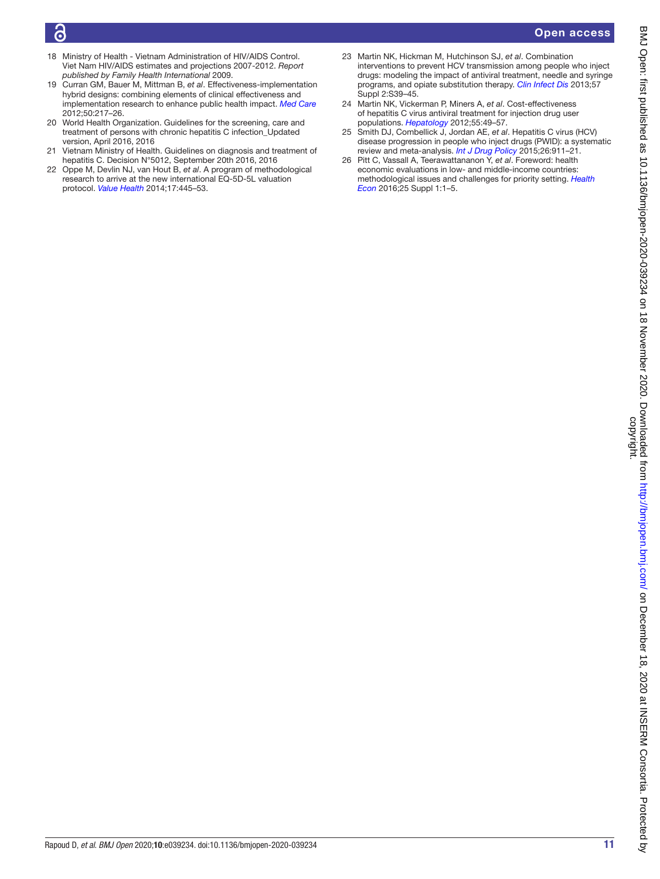18 Ministry of Health - Vietnam Administration of HIV/AIDS Control. Viet Nam HIV/AIDS estimates and projections 2007-2012. *Report published by Family Health International* 2009.

19 Curran GM, Bauer M, Mittman B, *et al*. Effectiveness-implementation hybrid designs: combining elements of clinical effectiveness and implementation research to enhance public health impact. *Med Care* 2012;50:217–26.

20 World Health Organization. Guidelines for the screening, care and treatment of persons with chronic hepatitis C infection_Updated version, April 2016, 2016

21 Vietnam Ministry of Health. Guidelines on diagnosis and treatment of hepatitis C. Decision N°5012, September 20th 2016, 2016

22 Oppe M, Devlin NJ, van Hout B, *et al*. A program of methodological research to arrive at the new international EQ-5D-5L valuation protocol. *Value Health* 2014;17:445–53.

23 Martin NK, Hickman M, Hutchinson SJ, *et al*. Combination interventions to prevent HCV transmission among people who inject drugs: modeling the impact of antiviral treatment, needle and syringe programs, and opiate substitution therapy. *Clin Infect Dis* 2013;57 Suppl 2:S39–45.

24 Martin NK, Vickerman P, Miners A, *et al*. Cost-effectiveness of hepatitis C virus antiviral treatment for injection drug user populations. *Hepatology* 2012;55:49–57.

25 Smith DJ, Combellick J, Jordan AE, *et al*. Hepatitis C virus (HCV) disease progression in people who inject drugs (PWID): a systematic review and meta-analysis. *Int J Drug Policy* 2015;26:911–21.

26 Pitt C, Vassall A, Teerawattananon Y, *et al*. Foreword: health economic evaluations in low- and middle-income countries: methodological issues and challenges for priority setting. *Health Econ* 2016;25 Suppl 1:1–5.